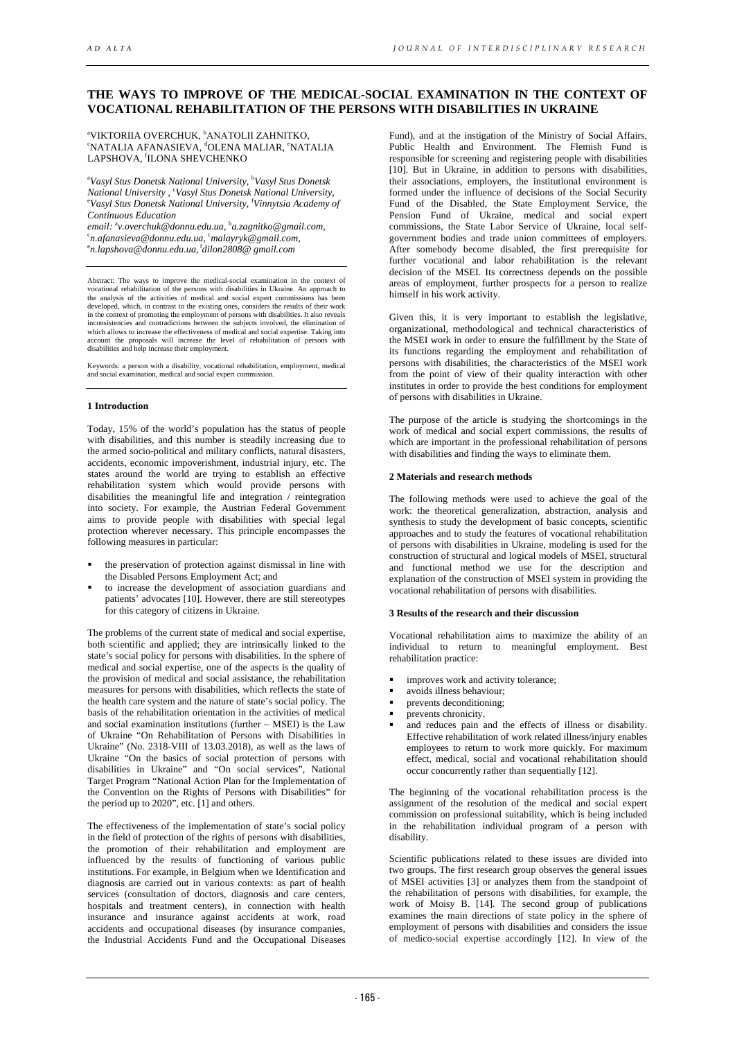# THE WAYS TO IMPROVE OF THE MEDICAL-SOCIAL EXAMINATION IN THE CONTEXT OF VOCATIONAL REHABILITATION OF THE PERSONS WITH DISABILITIES IN UKRAINE

[a]VIKTORIIA OVERCHUK, [b]ANATOLII ZAHNITKO, [c]NATALIA AFANASIEVA, [d]OLENA MALIAR, [e]NATALIA LAPSHOVA, [f]ILONA SHEVCHENKO

[a]*Vasyl Stus Donetsk National University,* [b]*Vasyl Stus Donetsk National University ,* [c]*Vasyl Stus Donetsk National University,* [e]*Vasyl Stus Donetsk National University,* [f]*Vinnytsia Academy of Continuous Education*
*email:* [a]*v.overchuk@donnu.edu.ua,* [b]*a.zagnitko@gmail.com,* [c]*n.afanasieva@donnu.edu.ua,* [c]*malayryk@gmail.com,* [e]*n.lapshova@donnu.edu.ua,* [f]*dilon2808@ gmail.com*

Abstract: The ways to improve the medical-social examination in the context of vocational rehabilitation of the persons with disabilities in Ukraine. An approach to the analysis of the activities of medical and social expert commissions has been developed, which, in contrast to the existing ones, considers the results of their work in the context of promoting the employment of persons with disabilities. It also reveals inconsistencies and contradictions between the subjects involved, the elimination of which allows to increase the effectiveness of medical and social expertise. Taking into account the proposals will increase the level of rehabilitation of persons with disabilities and help increase their employment.

Keywords: a person with a disability, vocational rehabilitation, employment, medical and social examination, medical and social expert commission.

## 1 Introduction

Today, 15% of the world's population has the status of people with disabilities, and this number is steadily increasing due to the armed socio-political and military conflicts, natural disasters, accidents, economic impoverishment, industrial injury, etc. The states around the world are trying to establish an effective rehabilitation system which would provide persons with disabilities the meaningful life and integration / reintegration into society. For example, the Austrian Federal Government aims to provide people with disabilities with special legal protection wherever necessary. This principle encompasses the following measures in particular:

- the preservation of protection against dismissal in line with the Disabled Persons Employment Act; and
- to increase the development of association guardians and patients' advocates [10]. However, there are still stereotypes for this category of citizens in Ukraine.

The problems of the current state of medical and social expertise, both scientific and applied; they are intrinsically linked to the state's social policy for persons with disabilities. In the sphere of medical and social expertise, one of the aspects is the quality of the provision of medical and social assistance, the rehabilitation measures for persons with disabilities, which reflects the state of the health care system and the nature of state's social policy. The basis of the rehabilitation orientation in the activities of medical and social examination institutions (further – MSEI) is the Law of Ukraine "On Rehabilitation of Persons with Disabilities in Ukraine" (No. 2318-VIII of 13.03.2018), as well as the laws of Ukraine "On the basics of social protection of persons with disabilities in Ukraine" and "On social services", National Target Program "National Action Plan for the Implementation of the Convention on the Rights of Persons with Disabilities" for the period up to 2020", etc. [1] and others.

The effectiveness of the implementation of state's social policy in the field of protection of the rights of persons with disabilities, the promotion of their rehabilitation and employment are influenced by the results of functioning of various public institutions. For example, in Belgium when we Identification and diagnosis are carried out in various contexts: as part of health services (consultation of doctors, diagnosis and care centers, hospitals and treatment centers), in connection with health insurance and insurance against accidents at work, road accidents and occupational diseases (by insurance companies, the Industrial Accidents Fund and the Occupational Diseases Fund), and at the instigation of the Ministry of Social Affairs, Public Health and Environment. The Flemish Fund is responsible for screening and registering people with disabilities [10]. But in Ukraine, in addition to persons with disabilities, their associations, employers, the institutional environment is formed under the influence of decisions of the Social Security Fund of the Disabled, the State Employment Service, the Pension Fund of Ukraine, medical and social expert commissions, the State Labor Service of Ukraine, local self-government bodies and trade union committees of employers. After somebody become disabled, the first prerequisite for further vocational and labor rehabilitation is the relevant decision of the MSEI. Its correctness depends on the possible areas of employment, further prospects for a person to realize himself in his work activity.

Given this, it is very important to establish the legislative, organizational, methodological and technical characteristics of the MSEI work in order to ensure the fulfillment by the State of its functions regarding the employment and rehabilitation of persons with disabilities, the characteristics of the MSEI work from the point of view of their quality interaction with other institutes in order to provide the best conditions for employment of persons with disabilities in Ukraine.

The purpose of the article is studying the shortcomings in the work of medical and social expert commissions, the results of which are important in the professional rehabilitation of persons with disabilities and finding the ways to eliminate them.

## 2 Materials and research methods

The following methods were used to achieve the goal of the work: the theoretical generalization, abstraction, analysis and synthesis to study the development of basic concepts, scientific approaches and to study the features of vocational rehabilitation of persons with disabilities in Ukraine, modeling is used for the construction of structural and logical models of MSEI, structural and functional method we use for the description and explanation of the construction of MSEI system in providing the vocational rehabilitation of persons with disabilities.

## 3 Results of the research and their discussion

Vocational rehabilitation aims to maximize the ability of an individual to return to meaningful employment. Best rehabilitation practice:

- improves work and activity tolerance;
- avoids illness behaviour;
- prevents deconditioning;
- prevents chronicity.
- and reduces pain and the effects of illness or disability. Effective rehabilitation of work related illness/injury enables employees to return to work more quickly. For maximum effect, medical, social and vocational rehabilitation should occur concurrently rather than sequentially [12].

The beginning of the vocational rehabilitation process is the assignment of the resolution of the medical and social expert commission on professional suitability, which is being included in the rehabilitation individual program of a person with disability.

Scientific publications related to these issues are divided into two groups. The first research group observes the general issues of MSEI activities [3] or analyzes them from the standpoint of the rehabilitation of persons with disabilities, for example, the work of Moisy B. [14]. The second group of publications examines the main directions of state policy in the sphere of employment of persons with disabilities and considers the issue of medico-social expertise accordingly [12]. In view of the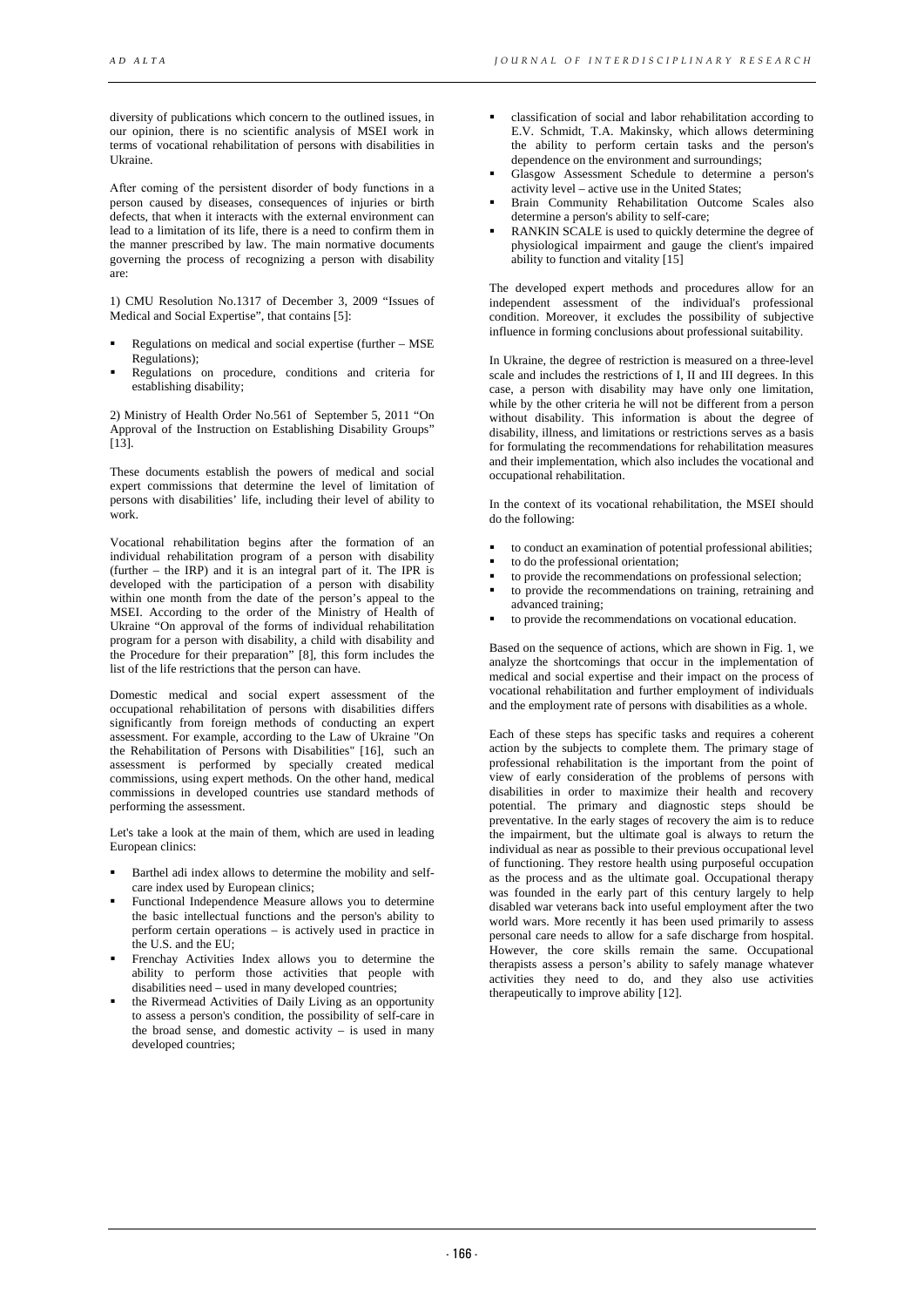diversity of publications which concern to the outlined issues, in our opinion, there is no scientific analysis of MSEI work in terms of vocational rehabilitation of persons with disabilities in Ukraine.

After coming of the persistent disorder of body functions in a person caused by diseases, consequences of injuries or birth defects, that when it interacts with the external environment can lead to a limitation of its life, there is a need to confirm them in the manner prescribed by law. The main normative documents governing the process of recognizing a person with disability are:

1) CMU Resolution No.1317 of December 3, 2009 "Issues of Medical and Social Expertise", that contains [5]:

- Regulations on medical and social expertise (further – MSE Regulations);
- Regulations on procedure, conditions and criteria for establishing disability;

2) Ministry of Health Order No.561 of September 5, 2011 "On Approval of the Instruction on Establishing Disability Groups" [13].

These documents establish the powers of medical and social expert commissions that determine the level of limitation of persons with disabilities' life, including their level of ability to work.

Vocational rehabilitation begins after the formation of an individual rehabilitation program of a person with disability (further – the IRP) and it is an integral part of it. The IPR is developed with the participation of a person with disability within one month from the date of the person's appeal to the MSEI. According to the order of the Ministry of Health of Ukraine "On approval of the forms of individual rehabilitation program for a person with disability, a child with disability and the Procedure for their preparation" [8], this form includes the list of the life restrictions that the person can have.

Domestic medical and social expert assessment of the occupational rehabilitation of persons with disabilities differs significantly from foreign methods of conducting an expert assessment. For example, according to the Law of Ukraine "On the Rehabilitation of Persons with Disabilities" [16], such an assessment is performed by specially created medical commissions, using expert methods. On the other hand, medical commissions in developed countries use standard methods of performing the assessment.

Let's take a look at the main of them, which are used in leading European clinics:

- Barthel adi index allows to determine the mobility and self-care index used by European clinics;
- Functional Independence Measure allows you to determine the basic intellectual functions and the person's ability to perform certain operations – is actively used in practice in the U.S. and the EU;
- Frenchay Activities Index allows you to determine the ability to perform those activities that people with disabilities need – used in many developed countries;
- the Rivermead Activities of Daily Living as an opportunity to assess a person's condition, the possibility of self-care in the broad sense, and domestic activity – is used in many developed countries;
- classification of social and labor rehabilitation according to E.V. Schmidt, T.A. Makinsky, which allows determining the ability to perform certain tasks and the person's dependence on the environment and surroundings;
- Glasgow Assessment Schedule to determine a person's activity level – active use in the United States;
- Brain Community Rehabilitation Outcome Scales also determine a person's ability to self-care;
- RANKIN SCALE is used to quickly determine the degree of physiological impairment and gauge the client's impaired ability to function and vitality [15]

The developed expert methods and procedures allow for an independent assessment of the individual's professional condition. Moreover, it excludes the possibility of subjective influence in forming conclusions about professional suitability.

In Ukraine, the degree of restriction is measured on a three-level scale and includes the restrictions of I, II and III degrees. In this case, a person with disability may have only one limitation, while by the other criteria he will not be different from a person without disability. This information is about the degree of disability, illness, and limitations or restrictions serves as a basis for formulating the recommendations for rehabilitation measures and their implementation, which also includes the vocational and occupational rehabilitation.

In the context of its vocational rehabilitation, the MSEI should do the following:

- to conduct an examination of potential professional abilities;
- to do the professional orientation;
- to provide the recommendations on professional selection;
- to provide the recommendations on training, retraining and advanced training;
- to provide the recommendations on vocational education.

Based on the sequence of actions, which are shown in Fig. 1, we analyze the shortcomings that occur in the implementation of medical and social expertise and their impact on the process of vocational rehabilitation and further employment of individuals and the employment rate of persons with disabilities as a whole.

Each of these steps has specific tasks and requires a coherent action by the subjects to complete them. The primary stage of professional rehabilitation is the important from the point of view of early consideration of the problems of persons with disabilities in order to maximize their health and recovery potential. The primary and diagnostic steps should be preventative. In the early stages of recovery the aim is to reduce the impairment, but the ultimate goal is always to return the individual as near as possible to their previous occupational level of functioning. They restore health using purposeful occupation as the process and as the ultimate goal. Occupational therapy was founded in the early part of this century largely to help disabled war veterans back into useful employment after the two world wars. More recently it has been used primarily to assess personal care needs to allow for a safe discharge from hospital. However, the core skills remain the same. Occupational therapists assess a person's ability to safely manage whatever activities they need to do, and they also use activities therapeutically to improve ability [12].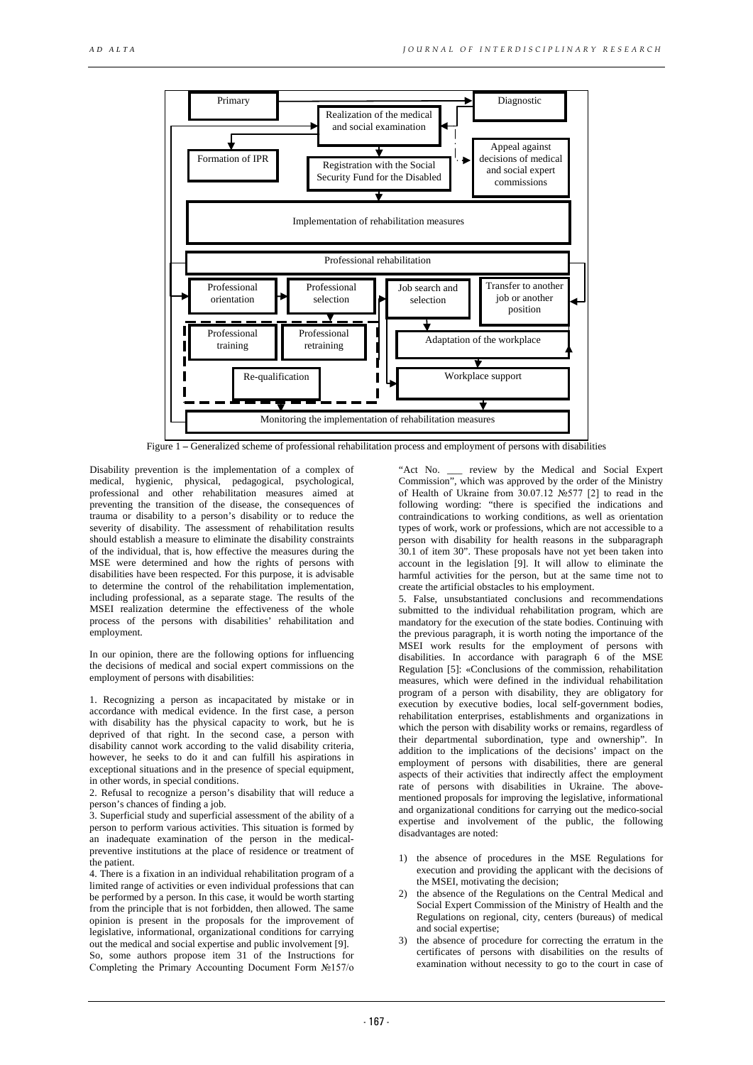Figure 1 – Generalized scheme of professional rehabilitation process and employment of persons with disabilities

Disability prevention is the implementation of a complex of medical, hygienic, physical, pedagogical, psychological, professional and other rehabilitation measures aimed at preventing the transition of the disease, the consequences of trauma or disability to a person's disability or to reduce the severity of disability. The assessment of rehabilitation results should establish a measure to eliminate the disability constraints of the individual, that is, how effective the measures during the MSE were determined and how the rights of persons with disabilities have been respected. For this purpose, it is advisable to determine the control of the rehabilitation implementation, including professional, as a separate stage. The results of the MSEI realization determine the effectiveness of the whole process of the persons with disabilities' rehabilitation and employment.

In our opinion, there are the following options for influencing the decisions of medical and social expert commissions on the employment of persons with disabilities:

1. Recognizing a person as incapacitated by mistake or in accordance with medical evidence. In the first case, a person with disability has the physical capacity to work, but he is deprived of that right. In the second case, a person with disability cannot work according to the valid disability criteria, however, he seeks to do it and can fulfill his aspirations in exceptional situations and in the presence of special equipment, in other words, in special conditions.
2. Refusal to recognize a person's disability that will reduce a person's chances of finding a job.
3. Superficial study and superficial assessment of the ability of a person to perform various activities. This situation is formed by an inadequate examination of the person in the medical-preventive institutions at the place of residence or treatment of the patient.
4. There is a fixation in an individual rehabilitation program of a limited range of activities or even individual professions that can be performed by a person. In this case, it would be worth starting from the principle that is not forbidden, then allowed. The same opinion is present in the proposals for the improvement of legislative, informational, organizational conditions for carrying out the medical and social expertise and public involvement [9]. So, some authors propose item 31 of the Instructions for Completing the Primary Accounting Document Form №157/o "Act No. ___ review by the Medical and Social Expert Commission", which was approved by the order of the Ministry of Health of Ukraine from 30.07.12 №577 [2] to read in the following wording: "there is specified the indications and contraindications to working conditions, as well as orientation types of work, work or professions, which are not accessible to a person with disability for health reasons in the subparagraph 30.1 of item 30". These proposals have not yet been taken into account in the legislation [9]. It will allow to eliminate the harmful activities for the person, but at the same time not to create the artificial obstacles to his employment.
5. False, unsubstantiated conclusions and recommendations submitted to the individual rehabilitation program, which are mandatory for the execution of the state bodies. Continuing with the previous paragraph, it is worth noting the importance of the MSEI work results for the employment of persons with disabilities. In accordance with paragraph 6 of the MSE Regulation [5]: «Conclusions of the commission, rehabilitation measures, which were defined in the individual rehabilitation program of a person with disability, they are obligatory for execution by executive bodies, local self-government bodies, rehabilitation enterprises, establishments and organizations in which the person with disability works or remains, regardless of their departmental subordination, type and ownership". In addition to the implications of the decisions' impact on the employment of persons with disabilities, there are general aspects of their activities that indirectly affect the employment rate of persons with disabilities in Ukraine. The above-mentioned proposals for improving the legislative, informational and organizational conditions for carrying out the medico-social expertise and involvement of the public, the following disadvantages are noted:

1) the absence of procedures in the MSE Regulations for execution and providing the applicant with the decisions of the MSEI, motivating the decision;
2) the absence of the Regulations on the Central Medical and Social Expert Commission of the Ministry of Health and the Regulations on regional, city, centers (bureaus) of medical and social expertise;
3) the absence of procedure for correcting the erratum in the certificates of persons with disabilities on the results of examination without necessity to go to the court in case of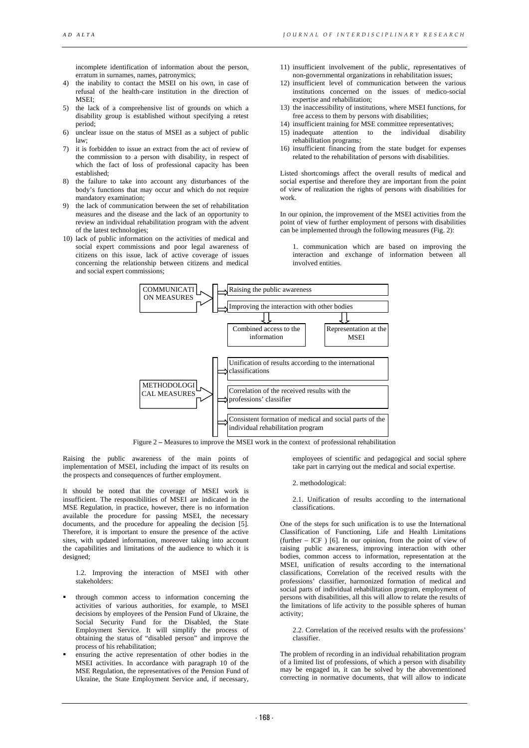incomplete identification of information about the person, erratum in surnames, names, patronymics;

4) the inability to contact the MSEI on his own, in case of refusal of the health-care institution in the direction of MSEI;
5) the lack of a comprehensive list of grounds on which a disability group is established without specifying a retest period;
6) unclear issue on the status of MSEI as a subject of public law;
7) it is forbidden to issue an extract from the act of review of the commission to a person with disability, in respect of which the fact of loss of professional capacity has been established;
8) the failure to take into account any disturbances of the body's functions that may occur and which do not require mandatory examination;
9) the lack of communication between the set of rehabilitation measures and the disease and the lack of an opportunity to review an individual rehabilitation program with the advent of the latest technologies;
10) lack of public information on the activities of medical and social expert commissions and poor legal awareness of citizens on this issue, lack of active coverage of issues concerning the relationship between citizens and medical and social expert commissions;
11) insufficient involvement of the public, representatives of non-governmental organizations in rehabilitation issues;
12) insufficient level of communication between the various institutions concerned on the issues of medico-social expertise and rehabilitation;
13) the inaccessibility of institutions, where MSEI functions, for free access to them by persons with disabilities;
14) insufficient training for MSE committee representatives;
15) inadequate attention to the individual disability rehabilitation programs;
16) insufficient financing from the state budget for expenses related to the rehabilitation of persons with disabilities.

Listed shortcomings affect the overall results of medical and social expertise and therefore they are important from the point of view of realization the rights of persons with disabilities for work.

In our opinion, the improvement of the MSEI activities from the point of view of further employment of persons with disabilities can be implemented through the following measures (Fig. 2):

1. communication which are based on improving the interaction and exchange of information between all involved entities.

COMMUNICATION MEASURES → Raising the public awareness; Improving the interaction with other bodies → Combined access to the information; Representation at the MSEI

METHODOLOGICAL MEASURES → Unification of results according to the international classifications; Correlation of the received results with the professions' classifier; Consistent formation of medical and social parts of the individual rehabilitation program

Figure 2 – Measures to improve the MSEI work in the context of professional rehabilitation

Raising the public awareness of the main points of implementation of MSEI, including the impact of its results on the prospects and consequences of further employment.

It should be noted that the coverage of MSEI work is insufficient. The responsibilities of MSEI are indicated in the MSE Regulation, in practice, however, there is no information available the procedure for passing MSEI, the necessary documents, and the procedure for appealing the decision [5]. Therefore, it is important to ensure the presence of the active sites, with updated information, moreover taking into account the capabilities and limitations of the audience to which it is designed;

1.2. Improving the interaction of MSEI with other stakeholders:

- through common access to information concerning the activities of various authorities, for example, to MSEI decisions by employees of the Pension Fund of Ukraine, the Social Security Fund for the Disabled, the State Employment Service. It will simplify the process of obtaining the status of "disabled person" and improve the process of his rehabilitation;
- ensuring the active representation of other bodies in the MSEI activities. In accordance with paragraph 10 of the MSE Regulation, the representatives of the Pension Fund of Ukraine, the State Employment Service and, if necessary, employees of scientific and pedagogical and social sphere take part in carrying out the medical and social expertise.

2. methodological:

2.1. Unification of results according to the international classifications.

One of the steps for such unification is to use the International Classification of Functioning, Life and Health Limitations (further – ICF ) [6]. In our opinion, from the point of view of raising public awareness, improving interaction with other bodies, common access to information, representation at the MSEI, unification of results according to the international classifications, Correlation of the received results with the professions' classifier, harmonized formation of medical and social parts of individual rehabilitation program, employment of persons with disabilities, all this will allow to relate the results of the limitations of life activity to the possible spheres of human activity;

2.2. Correlation of the received results with the professions' classifier.

The problem of recording in an individual rehabilitation program of a limited list of professions, of which a person with disability may be engaged in, it can be solved by the abovementioned correcting in normative documents, that will allow to indicate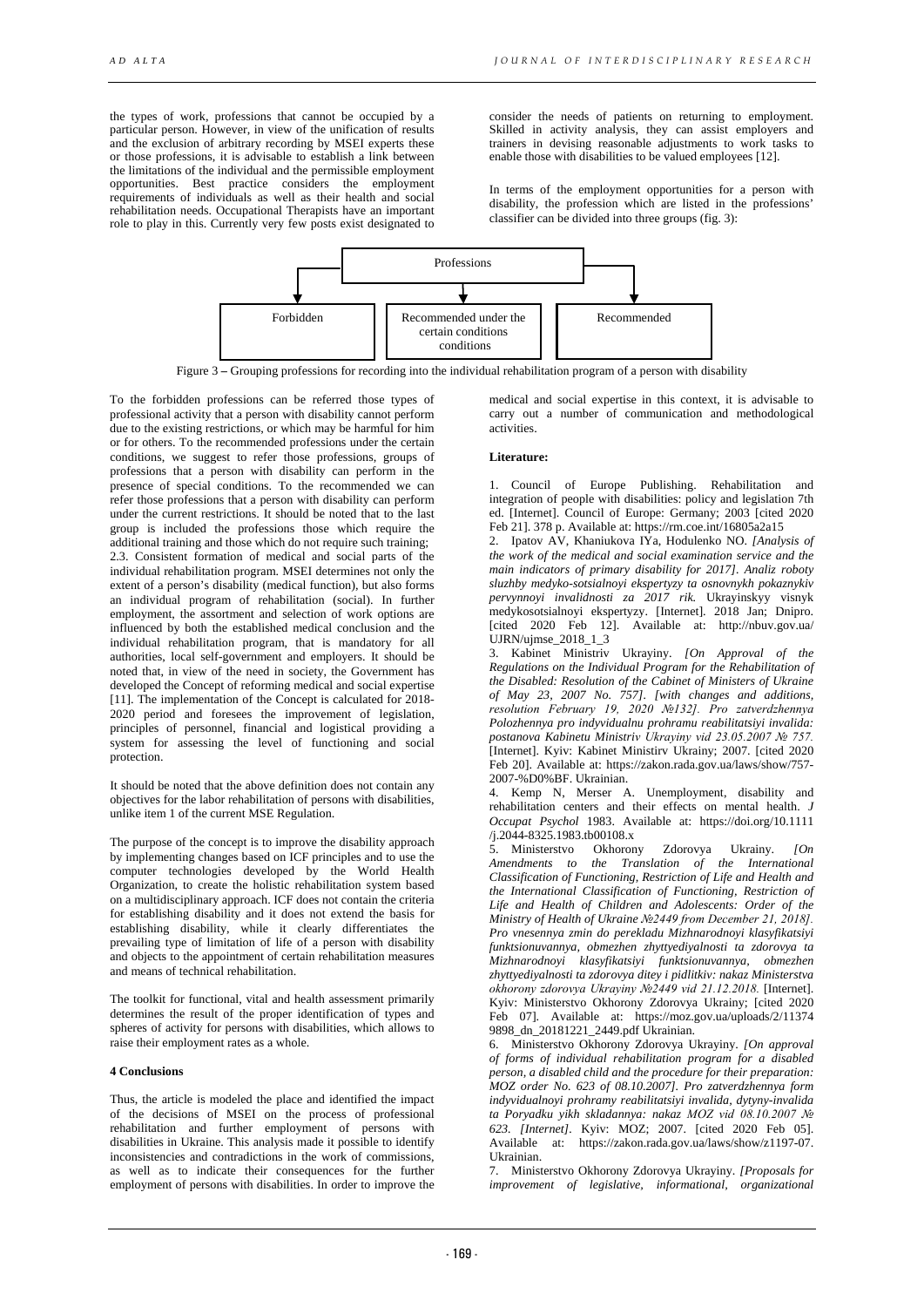the types of work, professions that cannot be occupied by a particular person. However, in view of the unification of results and the exclusion of arbitrary recording by MSEI experts these or those professions, it is advisable to establish a link between the limitations of the individual and the permissible employment opportunities. Best practice considers the employment requirements of individuals as well as their health and social rehabilitation needs. Occupational Therapists have an important role to play in this. Currently very few posts exist designated to consider the needs of patients on returning to employment. Skilled in activity analysis, they can assist employers and trainers in devising reasonable adjustments to work tasks to enable those with disabilities to be valued employees [12].

In terms of the employment opportunities for a person with disability, the profession which are listed in the professions' classifier can be divided into three groups (fig. 3):

Professions

Forbidden | Recommended under the certain conditions conditions | Recommended

Figure 3 – Grouping professions for recording into the individual rehabilitation program of a person with disability

To the forbidden professions can be referred those types of professional activity that a person with disability cannot perform due to the existing restrictions, or which may be harmful for him or for others. To the recommended professions under the certain conditions, we suggest to refer those professions, groups of professions that a person with disability can perform in the presence of special conditions. To the recommended we can refer those professions that a person with disability can perform under the current restrictions. It should be noted that to the last group is included the professions those which require the additional training and those which do not require such training;

2.3. Consistent formation of medical and social parts of the individual rehabilitation program. MSEI determines not only the extent of a person's disability (medical function), but also forms an individual program of rehabilitation (social). In further employment, the assortment and selection of work options are influenced by both the established medical conclusion and the individual rehabilitation program, that is mandatory for all authorities, local self-government and employers. It should be noted that, in view of the need in society, the Government has developed the Concept of reforming medical and social expertise [11]. The implementation of the Concept is calculated for 2018-2020 period and foresees the improvement of legislation, principles of personnel, financial and logistical providing a system for assessing the level of functioning and social protection.

It should be noted that the above definition does not contain any objectives for the labor rehabilitation of persons with disabilities, unlike item 1 of the current MSE Regulation.

The purpose of the concept is to improve the disability approach by implementing changes based on ICF principles and to use the computer technologies developed by the World Health Organization, to create the holistic rehabilitation system based on a multidisciplinary approach. ICF does not contain the criteria for establishing disability and it does not extend the basis for establishing disability, while it clearly differentiates the prevailing type of limitation of life of a person with disability and objects to the appointment of certain rehabilitation measures and means of technical rehabilitation.

The toolkit for functional, vital and health assessment primarily determines the result of the proper identification of types and spheres of activity for persons with disabilities, which allows to raise their employment rates as a whole.

## 4 Conclusions

Thus, the article is modeled the place and identified the impact of the decisions of MSEI on the process of professional rehabilitation and further employment of persons with disabilities in Ukraine. This analysis made it possible to identify inconsistencies and contradictions in the work of commissions, as well as to indicate their consequences for the further employment of persons with disabilities. In order to improve the medical and social expertise in this context, it is advisable to carry out a number of communication and methodological activities.

**Literature:**

1. Council of Europe Publishing. Rehabilitation and integration of people with disabilities: policy and legislation 7th ed. [Internet]. Council of Europe: Germany; 2003 [cited 2020 Feb 21]. 378 p. Available at: https://rm.coe.int/16805a2a15
2. Ipatov AV, Khaniukova IYa, Hodulenko NO. *[Analysis of the work of the medical and social examination service and the main indicators of primary disability for 2017]. Analiz roboty sluzhby medyko-sotsialnoyi ekspertyzy ta osnovnykh pokaznykiv pervynnoyi invalidnosti za 2017 rik.* Ukrayinskyy visnyk medykosotsialnoyi ekspertyzy. [Internet]. 2018 Jan; Dnipro. [cited 2020 Feb 12]. Available at: http://nbuv.gov.ua/UJRN/ujmse_2018_1_3
3. Kabinet Ministriv Ukrayiny. *[On Approval of the Regulations on the Individual Program for the Rehabilitation of the Disabled: Resolution of the Cabinet of Ministers of Ukraine of May 23, 2007 No. 757]. [with changes and additions, resolution February 19, 2020 №132]. Pro zatverdzhennya Polozhennya pro indyvidualnu prohramu reabilitatsiyi invalida: postanova Kabinetu Ministriv Ukrayiny vid 23.05.2007 № 757.* [Internet]. Kyiv: Kabinet Ministirv Ukrainy; 2007. [cited 2020 Feb 20]. Available at: https://zakon.rada.gov.ua/laws/show/757-2007-%D0%BF. Ukrainian.
4. Kemp N, Merser A. Unemployment, disability and rehabilitation centers and their effects on mental health. *J Occupat Psychol* 1983. Available at: https://doi.org/10.1111/j.2044-8325.1983.tb00108.x
5. Ministerstvo Okhorony Zdorovya Ukrainy. *[On Amendments to the Translation of the International Classification of Functioning, Restriction of Life and Health and the International Classification of Functioning, Restriction of Life and Health of Children and Adolescents: Order of the Ministry of Health of Ukraine №2449 from December 21, 2018]. Pro vnesennya zmin do perekladu Mizhnarodnoyi klasyfikatsiyi funktsionuvannya, obmezhen zhyttyediyalnosti ta zdorovya ta Mizhnarodnoyi klasyfikatsiyi funktsionuvannya, obmezhen zhyttyediyalnosti ta zdorovya ditey i pidlitkiv: nakaz Ministerstva okhorony zdorovya Ukrayiny №2449 vid 21.12.2018.* [Internet]. Kyiv: Ministerstvo Okhorony Zdorovya Ukrainy; [cited 2020 Feb 07]. Available at: https://moz.gov.ua/uploads/2/113749898_dn_20181221_2449.pdf Ukrainian.
6. Ministerstvo Okhorony Zdorovya Ukrayiny. *[On approval of forms of individual rehabilitation program for a disabled person, a disabled child and the procedure for their preparation: MOZ order No. 623 of 08.10.2007]. Pro zatverdzhennya form indyvidualnoyi prohramy reabilitatsiyi invalida, dytyny-invalida ta Poryadku yikh skladannya: nakaz MOZ vid 08.10.2007 № 623. [Internet].* Kyiv: MOZ; 2007. [cited 2020 Feb 05]. Available at: https://zakon.rada.gov.ua/laws/show/z1197-07. Ukrainian.
7. Ministerstvo Okhorony Zdorovya Ukrayiny. *[Proposals for improvement of legislative, informational, organizational*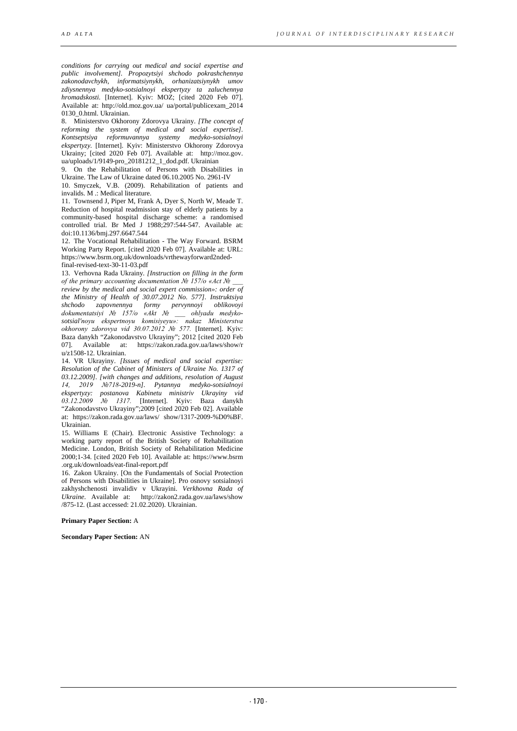*conditions for carrying out medical and social expertise and public involvement]. Propozytsiyi shchodo pokrashchennya zakonodavchykh, informatsiynykh, orhanizatsiynykh umov zdiysnennya medyko-sotsialnoyi ekspertyzy ta zaluchennya hromadskosti.* [Internet]. Kyiv: MOZ; [cited 2020 Feb 07]. Available at: http://old.moz.gov.ua/ ua/portal/publicexam_2014 0130_0.html. Ukrainian.

8. Ministerstvo Okhorony Zdorovya Ukrainy. *[The concept of reforming the system of medical and social expertise]. Kontseptsiya reformuvannya systemy medyko-sotsialnoyi ekspertyzy.* [Internet]. Kyiv: Ministerstvo Okhorony Zdorovya Ukrainy; [cited 2020 Feb 07]. Available at: http://moz.gov. ua/uploads/1/9149-pro_20181212_1_dod.pdf. Ukrainian

9. On the Rehabilitation of Persons with Disabilities in Ukraine. The Law of Ukraine dated 06.10.2005 No. 2961-IV

10. Smyczek, V.B. (2009). Rehabilitation of patients and invalids. M .: Medical literature.

11. Townsend J, Piper M, Frank A, Dyer S, North W, Meade T. Reduction of hospital readmission stay of elderly patients by a community-based hospital discharge scheme: a randomised controlled trial. Br Med J 1988;297:544-547. Available at: doi:10.1136/bmj.297.6647.544

12. The Vocational Rehabilitation - The Way Forward. BSRM Working Party Report. [cited 2020 Feb 07]. Available at: URL: https://www.bsrm.org.uk/downloads/vrthewayforward2nded-final-revised-text-30-11-03.pdf

13. Verhovna Rada Ukrainy. *[Instruction on filling in the form of the primary accounting documentation № 157/o «Act № ___ review by the medical and social expert commission»: order of the Ministry of Health of 30.07.2012 No. 577]. Instruktsiya shchodo zapovnennya formy pervynnoyi oblikovoyi dokumentatsiyi № 157/o «Akt № ___ ohlyadu medyko-sotsial'noyu ekspertnoyu komisiyeyu»: nakaz Ministerstva okhorony zdorovya vid 30.07.2012 № 577.* [Internet]. Kyiv: Baza danykh "Zakonodavstvo Ukrayiny"; 2012 [cited 2020 Feb 07]. Available at: https://zakon.rada.gov.ua/laws/show/r u/z1508-12. Ukrainian.

14. VR Ukrayiny. *[Issues of medical and social expertise: Resolution of the Cabinet of Ministers of Ukraine No. 1317 of 03.12.2009]. [with changes and additions, resolution of August 14, 2019 №718-2019-п]. Pytannya medyko-sotsialnoyi ekspertyzy: postanova Kabinetu ministriv Ukrayiny vid 03.12.2009 № 1317.* [Internet]. Kyiv: Baza danykh "Zakonodavstvo Ukrayiny";2009 [cited 2020 Feb 02]. Available at: https://zakon.rada.gov.ua/laws/ show/1317-2009-%D0%BF. Ukrainian.

15. Williams E (Chair). Electronic Assistive Technology: a working party report of the British Society of Rehabilitation Medicine. London, British Society of Rehabilitation Medicine 2000;1-34. [cited 2020 Feb 10]. Available at: https://www.bsrm .org.uk/downloads/eat-final-report.pdf

16. Zakon Ukrainy. [On the Fundamentals of Social Protection of Persons with Disabilities in Ukraine]. Pro osnovy sotsialnoyi zakhyshchenosti invalidiv v Ukrayini. *Verkhovna Rada of Ukraine*. Available at: http://zakon2.rada.gov.ua/laws/show /875-12. (Last accessed: 21.02.2020). Ukrainian.

**Primary Paper Section:** A

**Secondary Paper Section:** AN